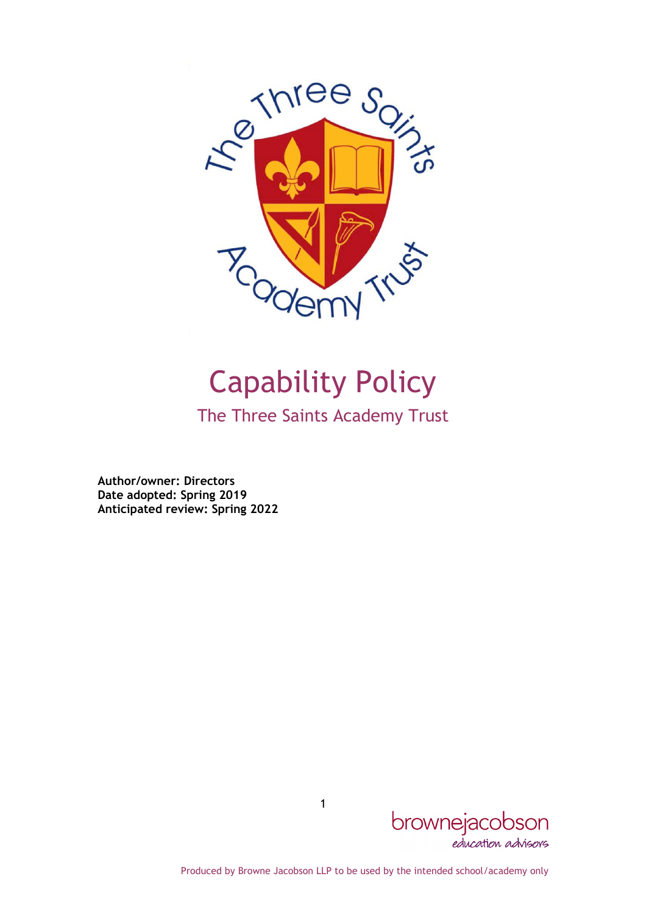# Capability Policy

## The Three Saints Academy Trust

**Author/owner: Directors**
**Date adopted: Spring 2019**
**Anticipated review: Spring 2022**

Produced by Browne Jacobson LLP to be used by the intended school/academy only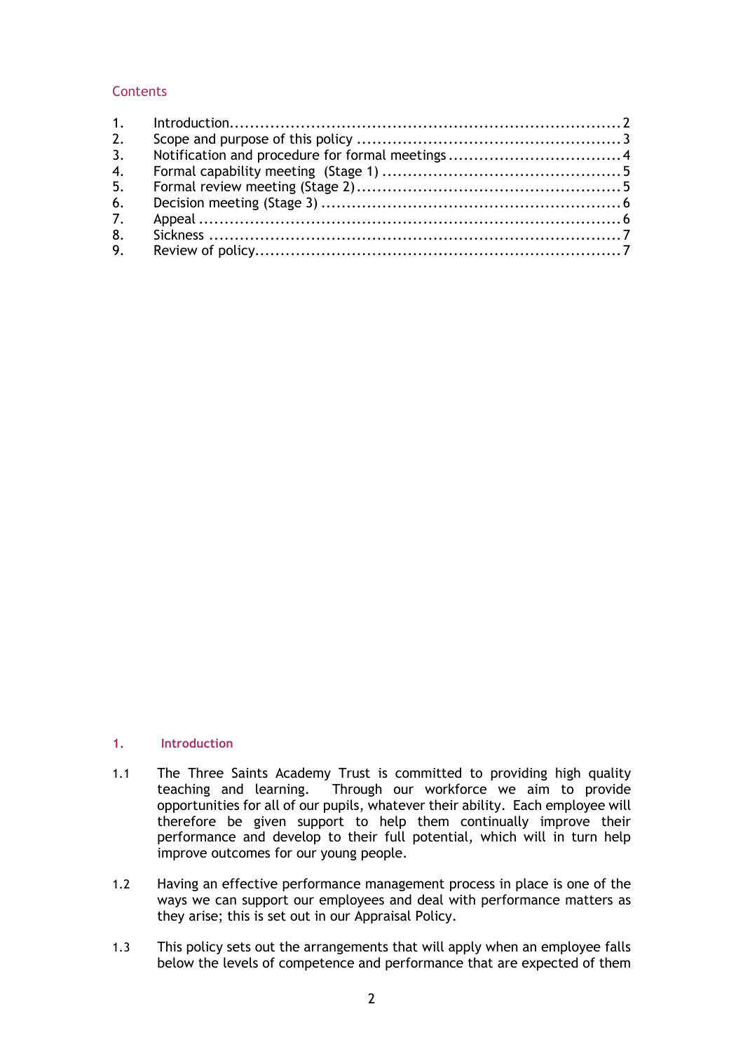## Contents

1. Introduction .......... 2
2. Scope and purpose of this policy .......... 3
3. Notification and procedure for formal meetings .......... 4
4. Formal capability meeting (Stage 1) .......... 5
5. Formal review meeting (Stage 2) .......... 5
6. Decision meeting (Stage 3) .......... 6
7. Appeal .......... 6
8. Sickness .......... 7
9. Review of policy .......... 7

## 1. Introduction

1.1 The Three Saints Academy Trust is committed to providing high quality teaching and learning. Through our workforce we aim to provide opportunities for all of our pupils, whatever their ability. Each employee will therefore be given support to help them continually improve their performance and develop to their full potential, which will in turn help improve outcomes for our young people.

1.2 Having an effective performance management process in place is one of the ways we can support our employees and deal with performance matters as they arise; this is set out in our Appraisal Policy.

1.3 This policy sets out the arrangements that will apply when an employee falls below the levels of competence and performance that are expected of them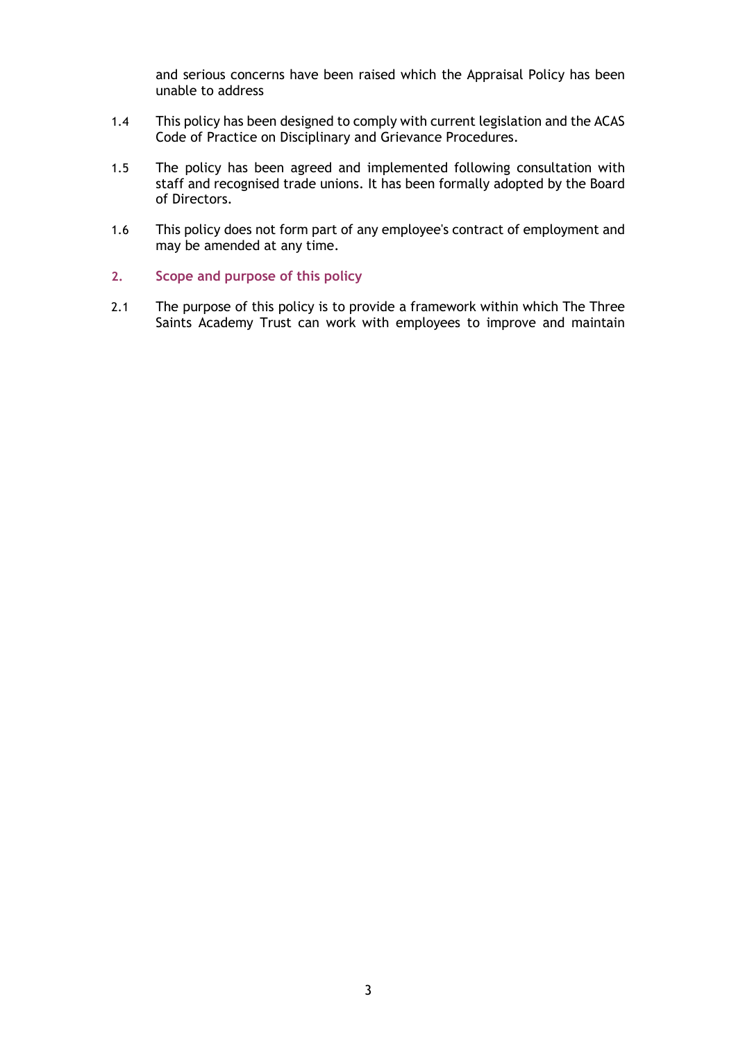and serious concerns have been raised which the Appraisal Policy has been unable to address

1.4 This policy has been designed to comply with current legislation and the ACAS Code of Practice on Disciplinary and Grievance Procedures.

1.5 The policy has been agreed and implemented following consultation with staff and recognised trade unions. It has been formally adopted by the Board of Directors.

1.6 This policy does not form part of any employee's contract of employment and may be amended at any time.

## 2. Scope and purpose of this policy

2.1 The purpose of this policy is to provide a framework within which The Three Saints Academy Trust can work with employees to improve and maintain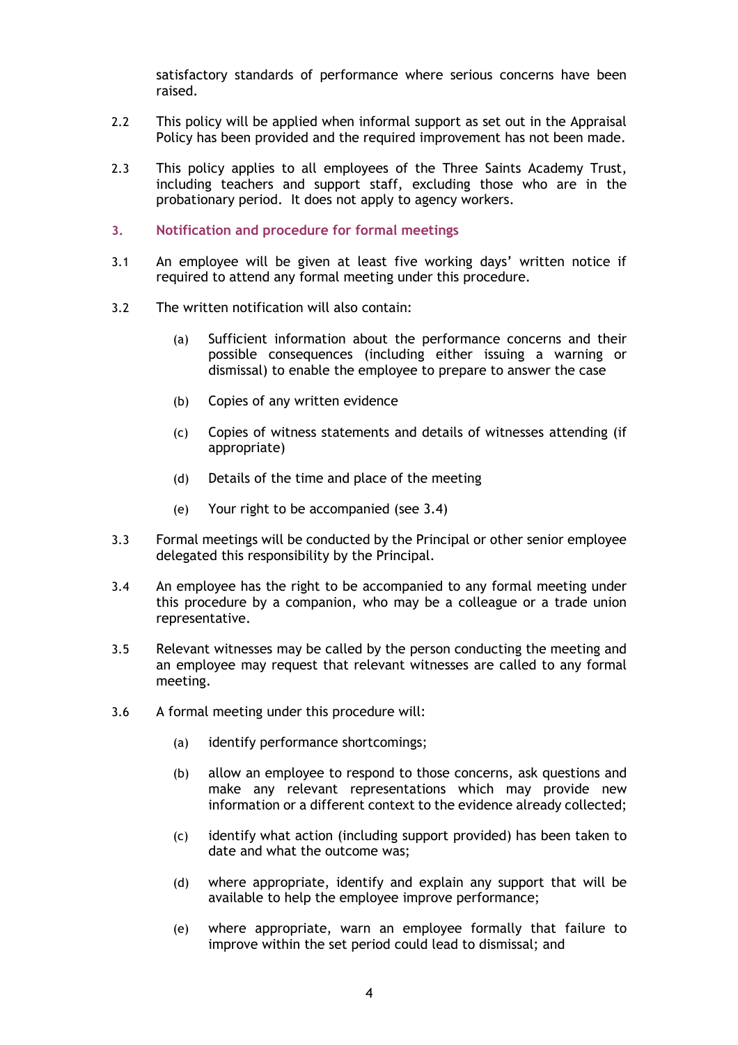satisfactory standards of performance where serious concerns have been raised.

2.2 This policy will be applied when informal support as set out in the Appraisal Policy has been provided and the required improvement has not been made.

2.3 This policy applies to all employees of the Three Saints Academy Trust, including teachers and support staff, excluding those who are in the probationary period. It does not apply to agency workers.

## 3. Notification and procedure for formal meetings

3.1 An employee will be given at least five working days' written notice if required to attend any formal meeting under this procedure.

3.2 The written notification will also contain:

(a) Sufficient information about the performance concerns and their possible consequences (including either issuing a warning or dismissal) to enable the employee to prepare to answer the case

(b) Copies of any written evidence

(c) Copies of witness statements and details of witnesses attending (if appropriate)

(d) Details of the time and place of the meeting

(e) Your right to be accompanied (see 3.4)

3.3 Formal meetings will be conducted by the Principal or other senior employee delegated this responsibility by the Principal.

3.4 An employee has the right to be accompanied to any formal meeting under this procedure by a companion, who may be a colleague or a trade union representative.

3.5 Relevant witnesses may be called by the person conducting the meeting and an employee may request that relevant witnesses are called to any formal meeting.

3.6 A formal meeting under this procedure will:

(a) identify performance shortcomings;

(b) allow an employee to respond to those concerns, ask questions and make any relevant representations which may provide new information or a different context to the evidence already collected;

(c) identify what action (including support provided) has been taken to date and what the outcome was;

(d) where appropriate, identify and explain any support that will be available to help the employee improve performance;

(e) where appropriate, warn an employee formally that failure to improve within the set period could lead to dismissal; and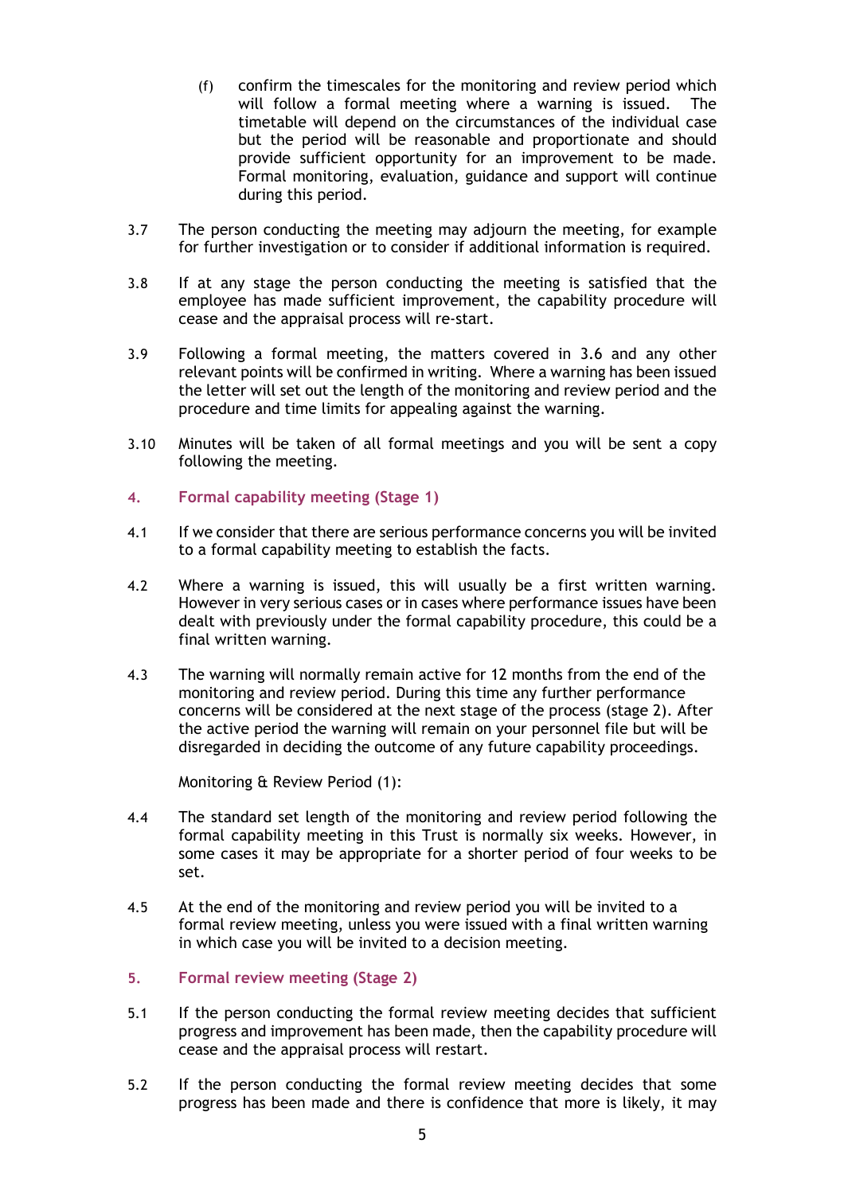(f) confirm the timescales for the monitoring and review period which will follow a formal meeting where a warning is issued. The timetable will depend on the circumstances of the individual case but the period will be reasonable and proportionate and should provide sufficient opportunity for an improvement to be made. Formal monitoring, evaluation, guidance and support will continue during this period.

3.7 The person conducting the meeting may adjourn the meeting, for example for further investigation or to consider if additional information is required.

3.8 If at any stage the person conducting the meeting is satisfied that the employee has made sufficient improvement, the capability procedure will cease and the appraisal process will re-start.

3.9 Following a formal meeting, the matters covered in 3.6 and any other relevant points will be confirmed in writing. Where a warning has been issued the letter will set out the length of the monitoring and review period and the procedure and time limits for appealing against the warning.

3.10 Minutes will be taken of all formal meetings and you will be sent a copy following the meeting.

## 4. Formal capability meeting (Stage 1)

4.1 If we consider that there are serious performance concerns you will be invited to a formal capability meeting to establish the facts.

4.2 Where a warning is issued, this will usually be a first written warning. However in very serious cases or in cases where performance issues have been dealt with previously under the formal capability procedure, this could be a final written warning.

4.3 The warning will normally remain active for 12 months from the end of the monitoring and review period. During this time any further performance concerns will be considered at the next stage of the process (stage 2). After the active period the warning will remain on your personnel file but will be disregarded in deciding the outcome of any future capability proceedings.

Monitoring & Review Period (1):

4.4 The standard set length of the monitoring and review period following the formal capability meeting in this Trust is normally six weeks. However, in some cases it may be appropriate for a shorter period of four weeks to be set.

4.5 At the end of the monitoring and review period you will be invited to a formal review meeting, unless you were issued with a final written warning in which case you will be invited to a decision meeting.

## 5. Formal review meeting (Stage 2)

5.1 If the person conducting the formal review meeting decides that sufficient progress and improvement has been made, then the capability procedure will cease and the appraisal process will restart.

5.2 If the person conducting the formal review meeting decides that some progress has been made and there is confidence that more is likely, it may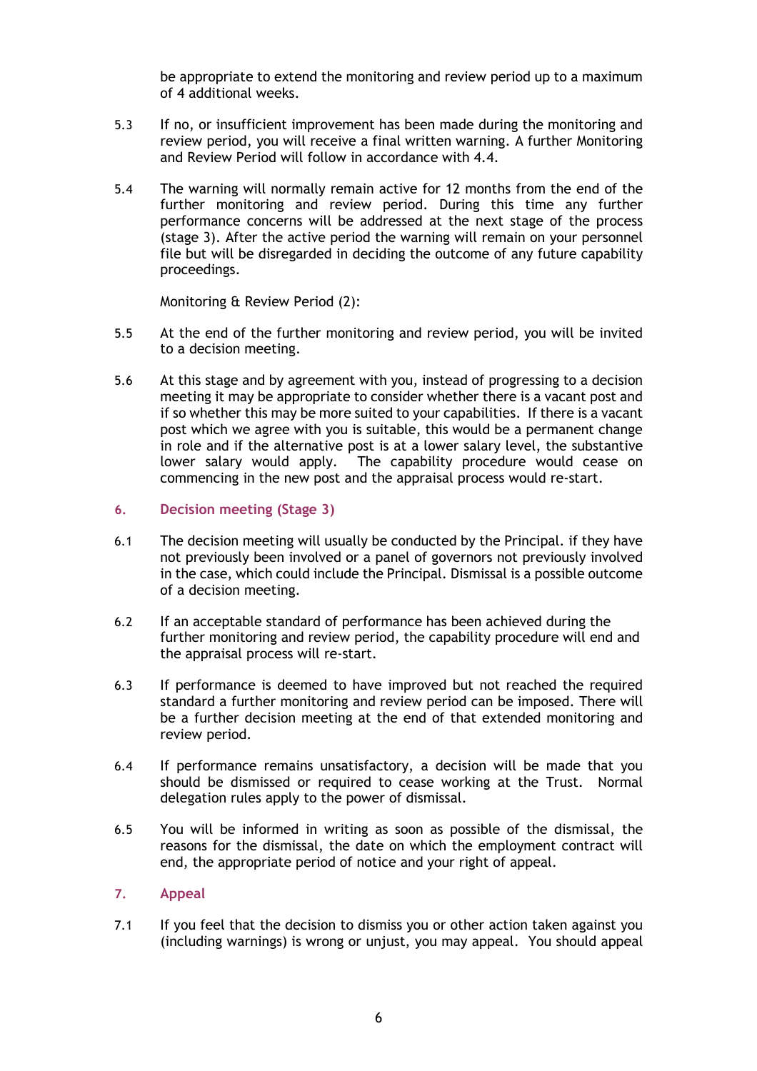be appropriate to extend the monitoring and review period up to a maximum of 4 additional weeks.

5.3 If no, or insufficient improvement has been made during the monitoring and review period, you will receive a final written warning. A further Monitoring and Review Period will follow in accordance with 4.4.

5.4 The warning will normally remain active for 12 months from the end of the further monitoring and review period. During this time any further performance concerns will be addressed at the next stage of the process (stage 3). After the active period the warning will remain on your personnel file but will be disregarded in deciding the outcome of any future capability proceedings.

Monitoring & Review Period (2):

5.5 At the end of the further monitoring and review period, you will be invited to a decision meeting.

5.6 At this stage and by agreement with you, instead of progressing to a decision meeting it may be appropriate to consider whether there is a vacant post and if so whether this may be more suited to your capabilities. If there is a vacant post which we agree with you is suitable, this would be a permanent change in role and if the alternative post is at a lower salary level, the substantive lower salary would apply. The capability procedure would cease on commencing in the new post and the appraisal process would re-start.

## 6. Decision meeting (Stage 3)

6.1 The decision meeting will usually be conducted by the Principal. if they have not previously been involved or a panel of governors not previously involved in the case, which could include the Principal. Dismissal is a possible outcome of a decision meeting.

6.2 If an acceptable standard of performance has been achieved during the further monitoring and review period, the capability procedure will end and the appraisal process will re-start.

6.3 If performance is deemed to have improved but not reached the required standard a further monitoring and review period can be imposed. There will be a further decision meeting at the end of that extended monitoring and review period.

6.4 If performance remains unsatisfactory, a decision will be made that you should be dismissed or required to cease working at the Trust. Normal delegation rules apply to the power of dismissal.

6.5 You will be informed in writing as soon as possible of the dismissal, the reasons for the dismissal, the date on which the employment contract will end, the appropriate period of notice and your right of appeal.

## 7. Appeal

7.1 If you feel that the decision to dismiss you or other action taken against you (including warnings) is wrong or unjust, you may appeal. You should appeal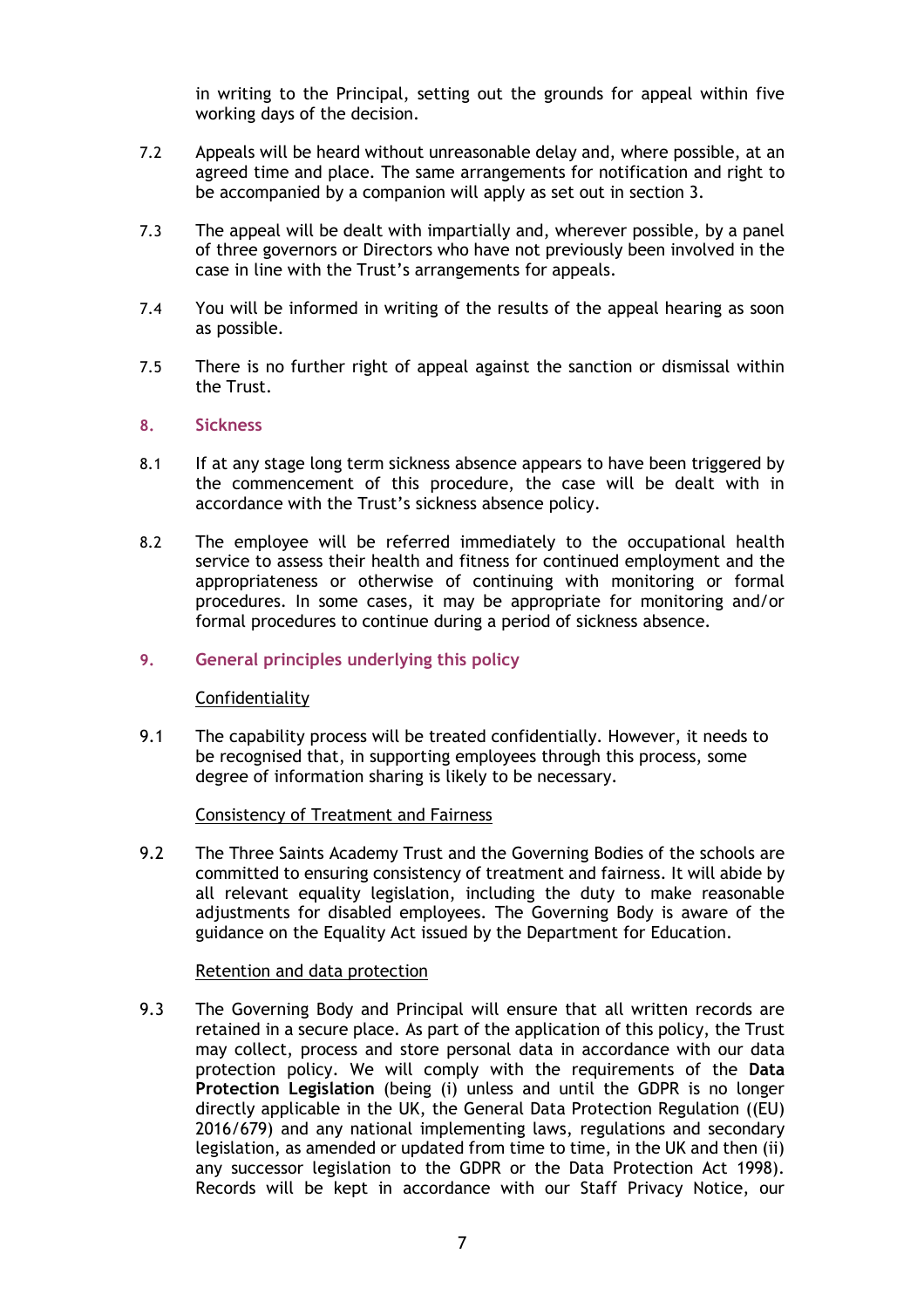in writing to the Principal, setting out the grounds for appeal within five working days of the decision.

7.2 Appeals will be heard without unreasonable delay and, where possible, at an agreed time and place. The same arrangements for notification and right to be accompanied by a companion will apply as set out in section 3.

7.3 The appeal will be dealt with impartially and, wherever possible, by a panel of three governors or Directors who have not previously been involved in the case in line with the Trust's arrangements for appeals.

7.4 You will be informed in writing of the results of the appeal hearing as soon as possible.

7.5 There is no further right of appeal against the sanction or dismissal within the Trust.

## 8. Sickness

8.1 If at any stage long term sickness absence appears to have been triggered by the commencement of this procedure, the case will be dealt with in accordance with the Trust's sickness absence policy.

8.2 The employee will be referred immediately to the occupational health service to assess their health and fitness for continued employment and the appropriateness or otherwise of continuing with monitoring or formal procedures. In some cases, it may be appropriate for monitoring and/or formal procedures to continue during a period of sickness absence.

## 9. General principles underlying this policy

<u>Confidentiality</u>

9.1 The capability process will be treated confidentially. However, it needs to be recognised that, in supporting employees through this process, some degree of information sharing is likely to be necessary.

<u>Consistency of Treatment and Fairness</u>

9.2 The Three Saints Academy Trust and the Governing Bodies of the schools are committed to ensuring consistency of treatment and fairness. It will abide by all relevant equality legislation, including the duty to make reasonable adjustments for disabled employees. The Governing Body is aware of the guidance on the Equality Act issued by the Department for Education.

<u>Retention and data protection</u>

9.3 The Governing Body and Principal will ensure that all written records are retained in a secure place. As part of the application of this policy, the Trust may collect, process and store personal data in accordance with our data protection policy. We will comply with the requirements of the **Data Protection Legislation** (being (i) unless and until the GDPR is no longer directly applicable in the UK, the General Data Protection Regulation ((EU) 2016/679) and any national implementing laws, regulations and secondary legislation, as amended or updated from time to time, in the UK and then (ii) any successor legislation to the GDPR or the Data Protection Act 1998). Records will be kept in accordance with our Staff Privacy Notice, our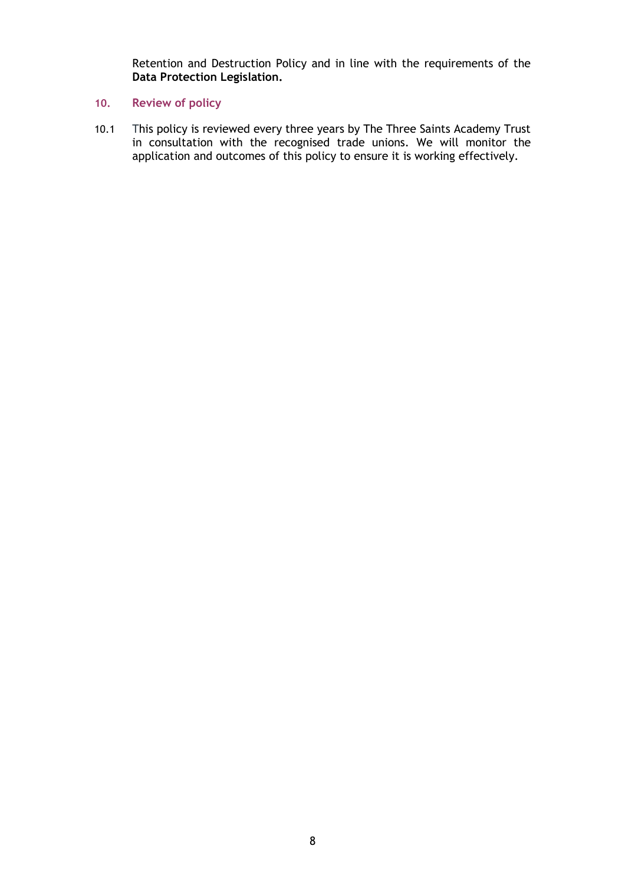Retention and Destruction Policy and in line with the requirements of the **Data Protection Legislation.**

## 10. Review of policy

10.1 This policy is reviewed every three years by The Three Saints Academy Trust in consultation with the recognised trade unions. We will monitor the application and outcomes of this policy to ensure it is working effectively.